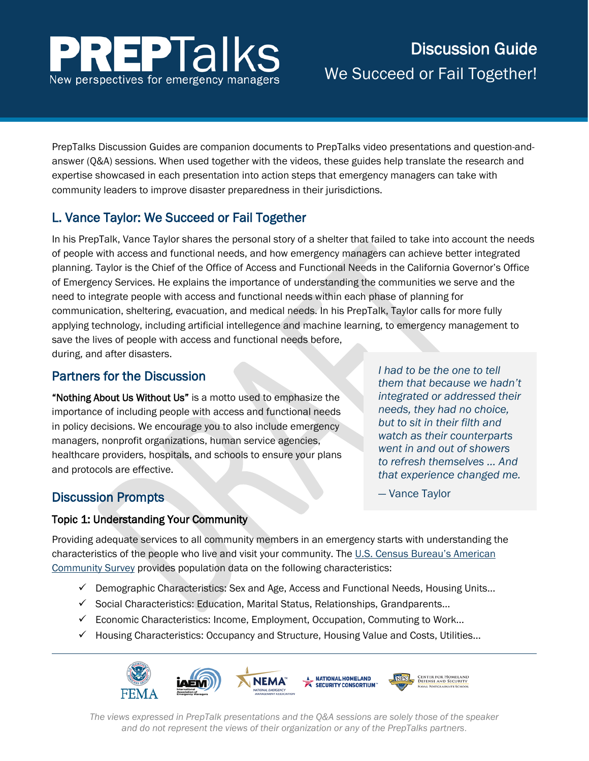# PREPTalks

New perspectives for emergency managers

## Discussion Guide

We Succeed or Fail Together!

PrepTalks Discussion Guides are companion documents to PrepTalks video presentations and question-and-answer (Q&A) sessions. When used together with the videos, these guides help translate the research and expertise showcased in each presentation into action steps that emergency managers can take with community leaders to improve disaster preparedness in their jurisdictions.

## L. Vance Taylor: We Succeed or Fail Together

In his PrepTalk, Vance Taylor shares the personal story of a shelter that failed to take into account the needs of people with access and functional needs, and how emergency managers can achieve better integrated planning. Taylor is the Chief of the Office of Access and Functional Needs in the California Governor's Office of Emergency Services. He explains the importance of understanding the communities we serve and the need to integrate people with access and functional needs within each phase of planning for communication, sheltering, evacuation, and medical needs. In his PrepTalk, Taylor calls for more fully applying technology, including artificial intellegence and machine learning, to emergency management to save the lives of people with access and functional needs before, during, and after disasters.

> *I had to be the one to tell them that because we hadn't integrated or addressed their needs, they had no choice, but to sit in their filth and watch as their counterparts went in and out of showers to refresh themselves … And that experience changed me.*
>
> — Vance Taylor

## Partners for the Discussion

**"Nothing About Us Without Us"** is a motto used to emphasize the importance of including people with access and functional needs in policy decisions. We encourage you to also include emergency managers, nonprofit organizations, human service agencies, healthcare providers, hospitals, and schools to ensure your plans and protocols are effective.

## Discussion Prompts

### Topic 1: Understanding Your Community

Providing adequate services to all community members in an emergency starts with understanding the characteristics of the people who live and visit your community. The U.S. Census Bureau's American Community Survey provides population data on the following characteristics:

- ✓ Demographic Characteristics: Sex and Age, Access and Functional Needs, Housing Units…
- ✓ Social Characteristics: Education, Marital Status, Relationships, Grandparents…
- ✓ Economic Characteristics: Income, Employment, Occupation, Commuting to Work…
- ✓ Housing Characteristics: Occupancy and Structure, Housing Value and Costs, Utilities…

*The views expressed in PrepTalk presentations and the Q&A sessions are solely those of the speaker and do not represent the views of their organization or any of the PrepTalks partners.*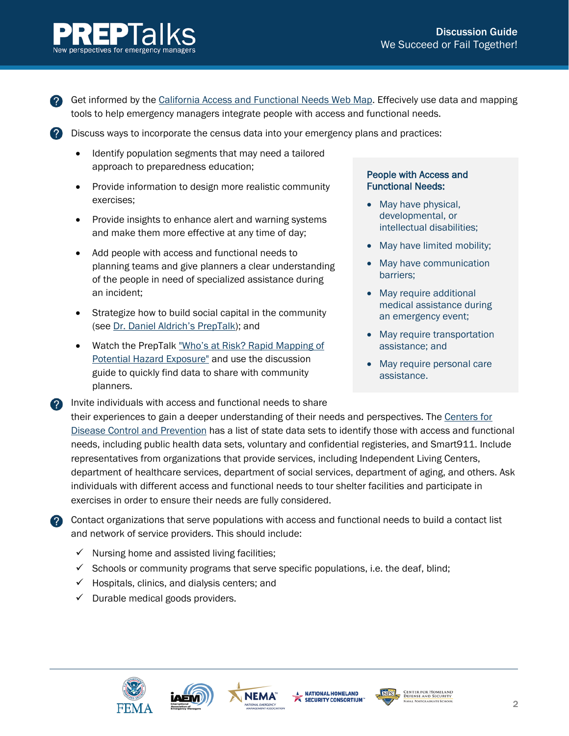- Get informed by the California Access and Functional Needs Web Map. Effecively use data and mapping tools to help emergency managers integrate people with access and functional needs.

- Discuss ways to incorporate the census data into your emergency plans and practices:
  - Identify population segments that may need a tailored approach to preparedness education;
  - Provide information to design more realistic community exercises;
  - Provide insights to enhance alert and warning systems and make them more effective at any time of day;
  - Add people with access and functional needs to planning teams and give planners a clear understanding of the people in need of specialized assistance during an incident;
  - Strategize how to build social capital in the community (see Dr. Daniel Aldrich's PrepTalk); and
  - Watch the PrepTalk "Who's at Risk? Rapid Mapping of Potential Hazard Exposure" and use the discussion guide to quickly find data to share with community planners.

**People with Access and Functional Needs:**

- May have physical, developmental, or intellectual disabilities;
- May have limited mobility;
- May have communication barriers;
- May require additional medical assistance during an emergency event;
- May require transportation assistance; and
- May require personal care assistance.

- Invite individuals with access and functional needs to share their experiences to gain a deeper understanding of their needs and perspectives. The Centers for Disease Control and Prevention has a list of state data sets to identify those with access and functional needs, including public health data sets, voluntary and confidential registeries, and Smart911. Include representatives from organizations that provide services, including Independent Living Centers, department of healthcare services, department of social services, department of aging, and others. Ask individuals with different access and functional needs to tour shelter facilities and participate in exercises in order to ensure their needs are fully considered.

- Contact organizations that serve populations with access and functional needs to build a contact list and network of service providers. This should include:
  - ✓ Nursing home and assisted living facilities;
  - ✓ Schools or community programs that serve specific populations, i.e. the deaf, blind;
  - ✓ Hospitals, clinics, and dialysis centers; and
  - ✓ Durable medical goods providers.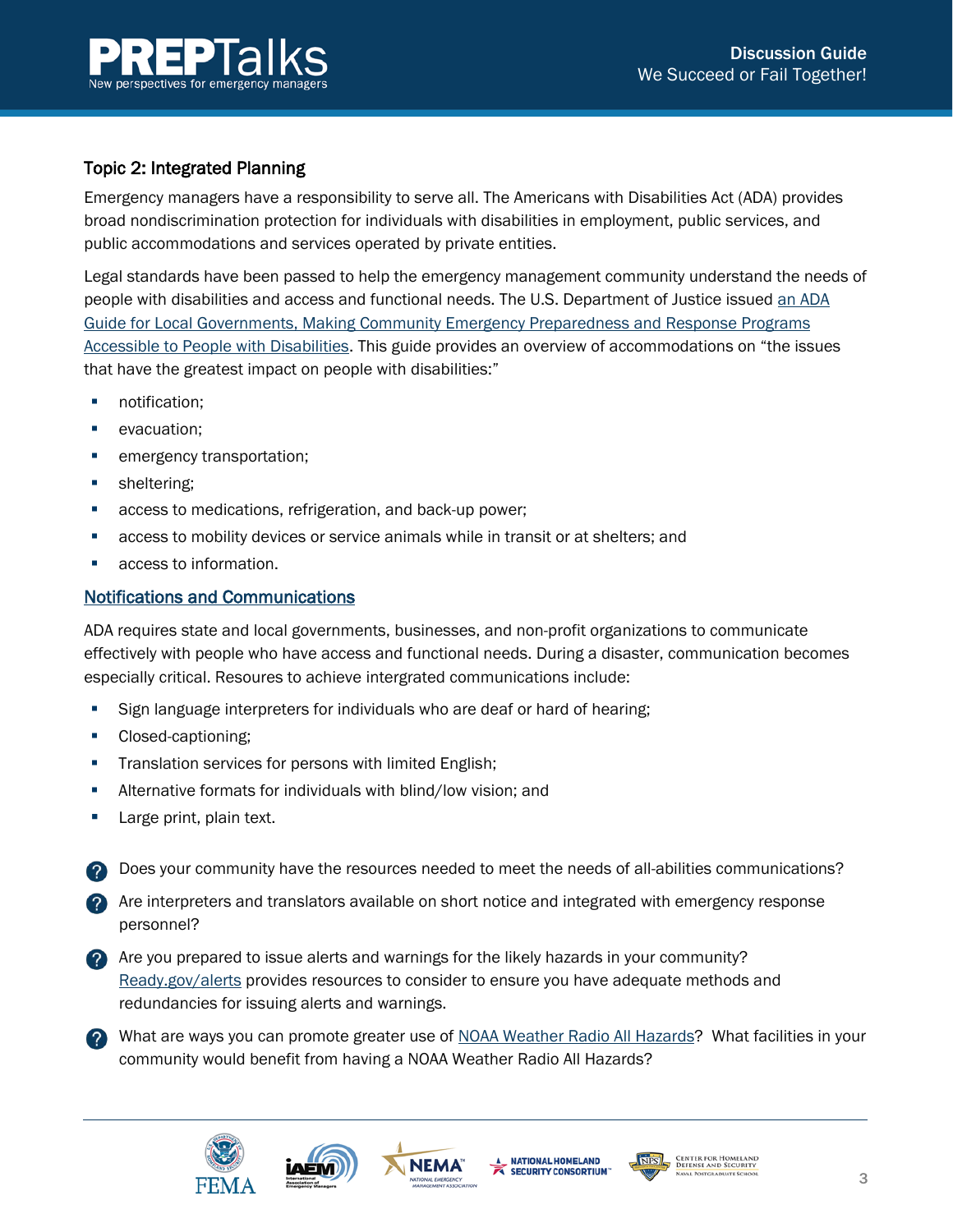## Topic 2: Integrated Planning

Emergency managers have a responsibility to serve all. The Americans with Disabilities Act (ADA) provides broad nondiscrimination protection for individuals with disabilities in employment, public services, and public accommodations and services operated by private entities.

Legal standards have been passed to help the emergency management community understand the needs of people with disabilities and access and functional needs. The U.S. Department of Justice issued an ADA Guide for Local Governments, Making Community Emergency Preparedness and Response Programs Accessible to People with Disabilities. This guide provides an overview of accommodations on "the issues that have the greatest impact on people with disabilities:"

- notification;
- evacuation;
- emergency transportation;
- sheltering;
- access to medications, refrigeration, and back-up power;
- access to mobility devices or service animals while in transit or at shelters; and
- access to information.

### Notifications and Communications

ADA requires state and local governments, businesses, and non-profit organizations to communicate effectively with people who have access and functional needs. During a disaster, communication becomes especially critical. Resoures to achieve intergrated communications include:

- Sign language interpreters for individuals who are deaf or hard of hearing;
- Closed-captioning;
- Translation services for persons with limited English;
- Alternative formats for individuals with blind/low vision; and
- Large print, plain text.

- Does your community have the resources needed to meet the needs of all-abilities communications?
- Are interpreters and translators available on short notice and integrated with emergency response personnel?
- Are you prepared to issue alerts and warnings for the likely hazards in your community? Ready.gov/alerts provides resources to consider to ensure you have adequate methods and redundancies for issuing alerts and warnings.
- What are ways you can promote greater use of NOAA Weather Radio All Hazards? What facilities in your community would benefit from having a NOAA Weather Radio All Hazards?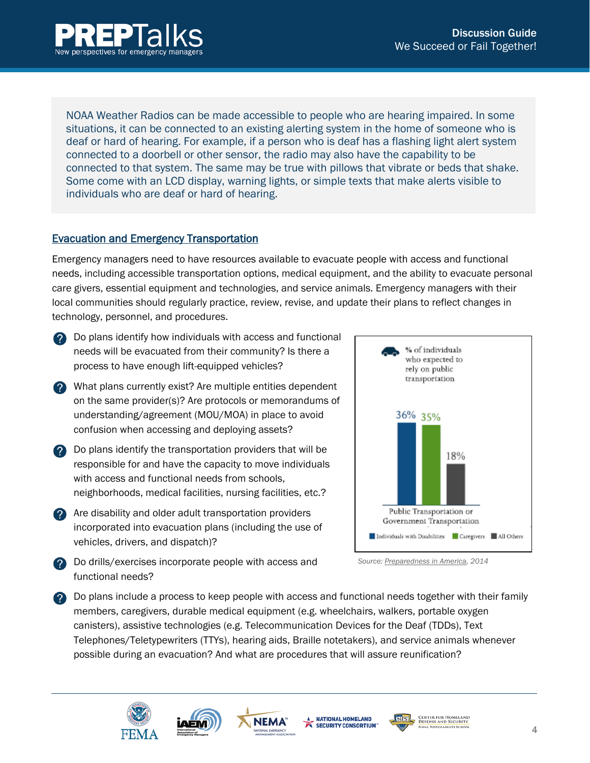NOAA Weather Radios can be made accessible to people who are hearing impaired. In some situations, it can be connected to an existing alerting system in the home of someone who is deaf or hard of hearing. For example, if a person who is deaf has a flashing light alert system connected to a doorbell or other sensor, the radio may also have the capability to be connected to that system. The same may be true with pillows that vibrate or beds that shake. Some come with an LCD display, warning lights, or simple texts that make alerts visible to individuals who are deaf or hard of hearing.

## Evacuation and Emergency Transportation

Emergency managers need to have resources available to evacuate people with access and functional needs, including accessible transportation options, medical equipment, and the ability to evacuate personal care givers, essential equipment and technologies, and service animals. Emergency managers with their local communities should regularly practice, review, revise, and update their plans to reflect changes in technology, personnel, and procedures.

- Do plans identify how individuals with access and functional needs will be evacuated from their community? Is there a process to have enough lift-equipped vehicles?
- What plans currently exist? Are multiple entities dependent on the same provider(s)? Are protocols or memorandums of understanding/agreement (MOU/MOA) in place to avoid confusion when accessing and deploying assets?
- Do plans identify the transportation providers that will be responsible for and have the capacity to move individuals with access and functional needs from schools, neighborhoods, medical facilities, nursing facilities, etc.?
- Are disability and older adult transportation providers incorporated into evacuation plans (including the use of vehicles, drivers, and dispatch)?
- Do drills/exercises incorporate people with access and functional needs?
- Do plans include a process to keep people with access and functional needs together with their family members, caregivers, durable medical equipment (e.g. wheelchairs, walkers, portable oxygen canisters), assistive technologies (e.g. Telecommunication Devices for the Deaf (TDDs), Text Telephones/Teletypewriters (TTYs), hearing aids, Braille notetakers), and service animals whenever possible during an evacuation? And what are procedures that will assure reunification?

% of individuals who expected to rely on public transportation

| Public Transportation or Government Transportation | % |
|---|---|
| Individuals with Disabilities | 36% |
| Caregivers | 35% |
| All Others | 18% |

Source: Preparedness in America, 2014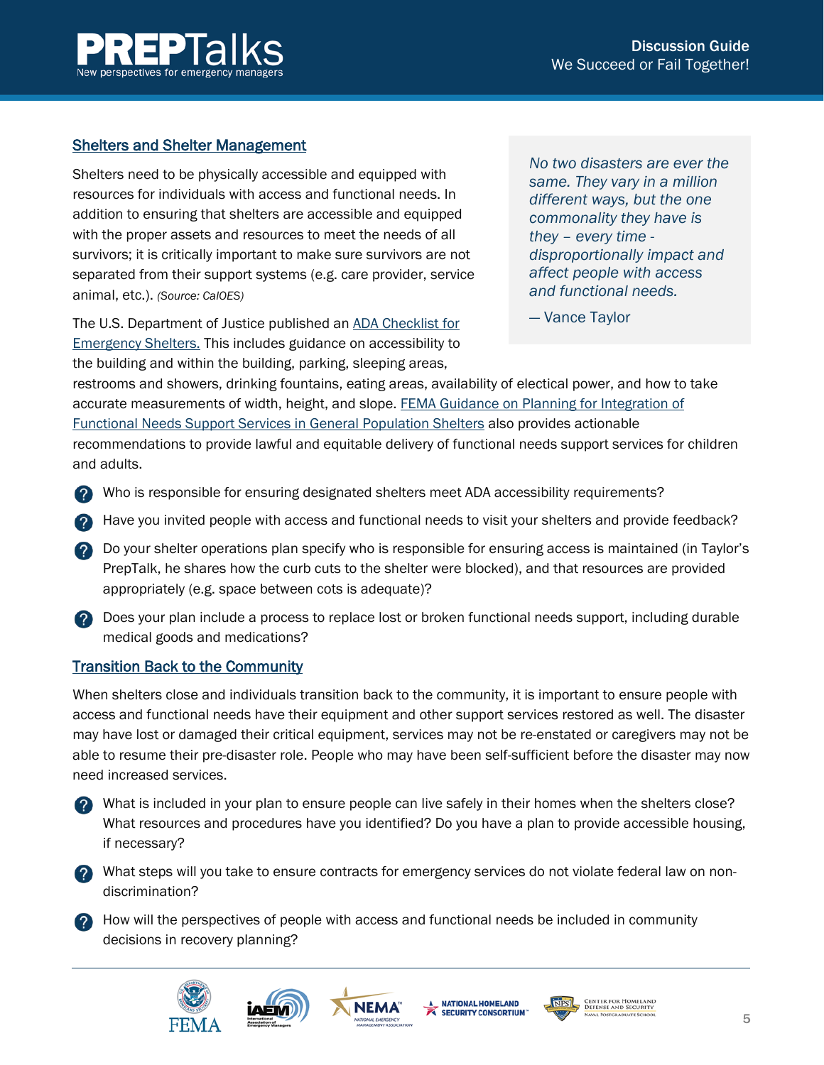## Shelters and Shelter Management

Shelters need to be physically accessible and equipped with resources for individuals with access and functional needs. In addition to ensuring that shelters are accessible and equipped with the proper assets and resources to meet the needs of all survivors; it is critically important to make sure survivors are not separated from their support systems (e.g. care provider, service animal, etc.). *(Source: CalOES)*

> *No two disasters are ever the same. They vary in a million different ways, but the one commonality they have is they – every time - disproportionally impact and affect people with access and functional needs.*
>
> — Vance Taylor

The U.S. Department of Justice published an ADA Checklist for Emergency Shelters. This includes guidance on accessibility to the building and within the building, parking, sleeping areas, restrooms and showers, drinking fountains, eating areas, availability of electrical power, and how to take accurate measurements of width, height, and slope. FEMA Guidance on Planning for Integration of Functional Needs Support Services in General Population Shelters also provides actionable recommendations to provide lawful and equitable delivery of functional needs support services for children and adults.

- Who is responsible for ensuring designated shelters meet ADA accessibility requirements?
- Have you invited people with access and functional needs to visit your shelters and provide feedback?
- Do your shelter operations plan specify who is responsible for ensuring access is maintained (in Taylor's PrepTalk, he shares how the curb cuts to the shelter were blocked), and that resources are provided appropriately (e.g. space between cots is adequate)?
- Does your plan include a process to replace lost or broken functional needs support, including durable medical goods and medications?

## Transition Back to the Community

When shelters close and individuals transition back to the community, it is important to ensure people with access and functional needs have their equipment and other support services restored as well. The disaster may have lost or damaged their critical equipment, services may not be re-enstated or caregivers may not be able to resume their pre-disaster role. People who may have been self-sufficient before the disaster may now need increased services.

- What is included in your plan to ensure people can live safely in their homes when the shelters close? What resources and procedures have you identified? Do you have a plan to provide accessible housing, if necessary?
- What steps will you take to ensure contracts for emergency services do not violate federal law on non-discrimination?
- How will the perspectives of people with access and functional needs be included in community decisions in recovery planning?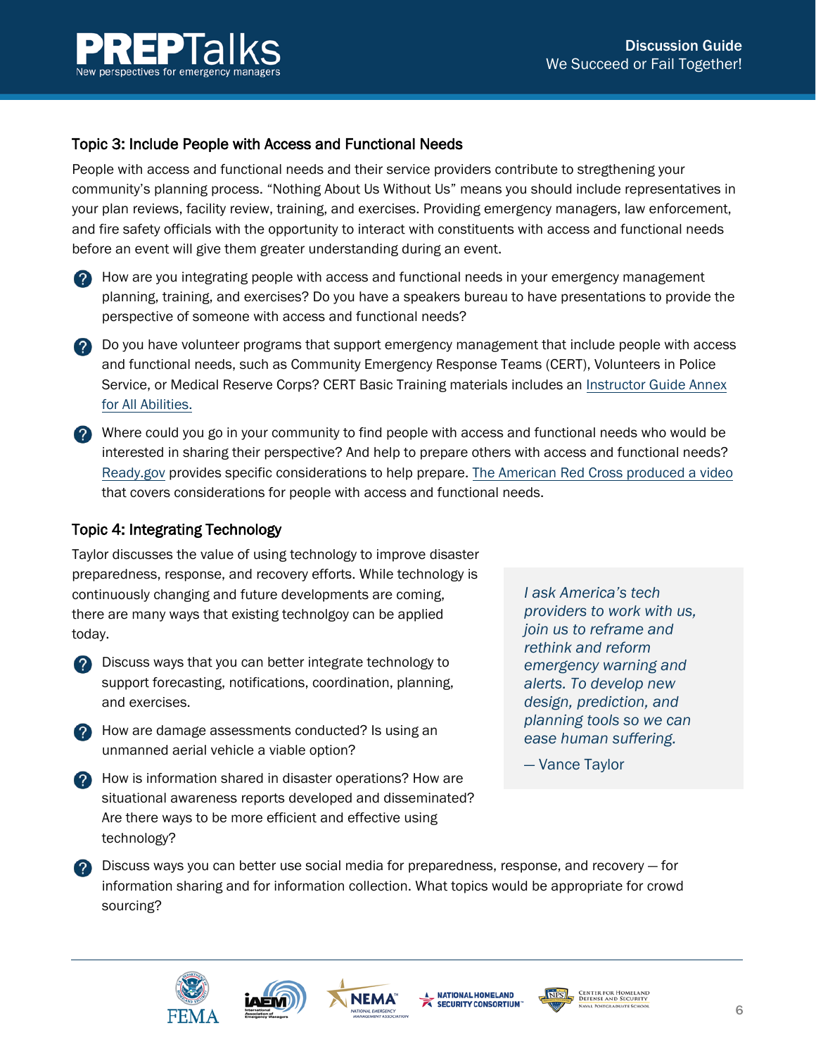## Topic 3: Include People with Access and Functional Needs

People with access and functional needs and their service providers contribute to stregthening your community's planning process. "Nothing About Us Without Us" means you should include representatives in your plan reviews, facility review, training, and exercises. Providing emergency managers, law enforcement, and fire safety officials with the opportunity to interact with constituents with access and functional needs before an event will give them greater understanding during an event.

- How are you integrating people with access and functional needs in your emergency management planning, training, and exercises? Do you have a speakers bureau to have presentations to provide the perspective of someone with access and functional needs?
- Do you have volunteer programs that support emergency management that include people with access and functional needs, such as Community Emergency Response Teams (CERT), Volunteers in Police Service, or Medical Reserve Corps? CERT Basic Training materials includes an Instructor Guide Annex for All Abilities.
- Where could you go in your community to find people with access and functional needs who would be interested in sharing their perspective? And help to prepare others with access and functional needs? Ready.gov provides specific considerations to help prepare. The American Red Cross produced a video that covers considerations for people with access and functional needs.

## Topic 4: Integrating Technology

Taylor discusses the value of using technology to improve disaster preparedness, response, and recovery efforts. While technology is continuously changing and future developments are coming, there are many ways that existing technolgoy can be applied today.

> *I ask America's tech providers to work with us, join us to reframe and rethink and reform emergency warning and alerts. To develop new design, prediction, and planning tools so we can ease human suffering.*
>
> — Vance Taylor

- Discuss ways that you can better integrate technology to support forecasting, notifications, coordination, planning, and exercises.
- How are damage assessments conducted? Is using an unmanned aerial vehicle a viable option?
- How is information shared in disaster operations? How are situational awareness reports developed and disseminated? Are there ways to be more efficient and effective using technology?
- Discuss ways you can better use social media for preparedness, response, and recovery — for information sharing and for information collection. What topics would be appropriate for crowd sourcing?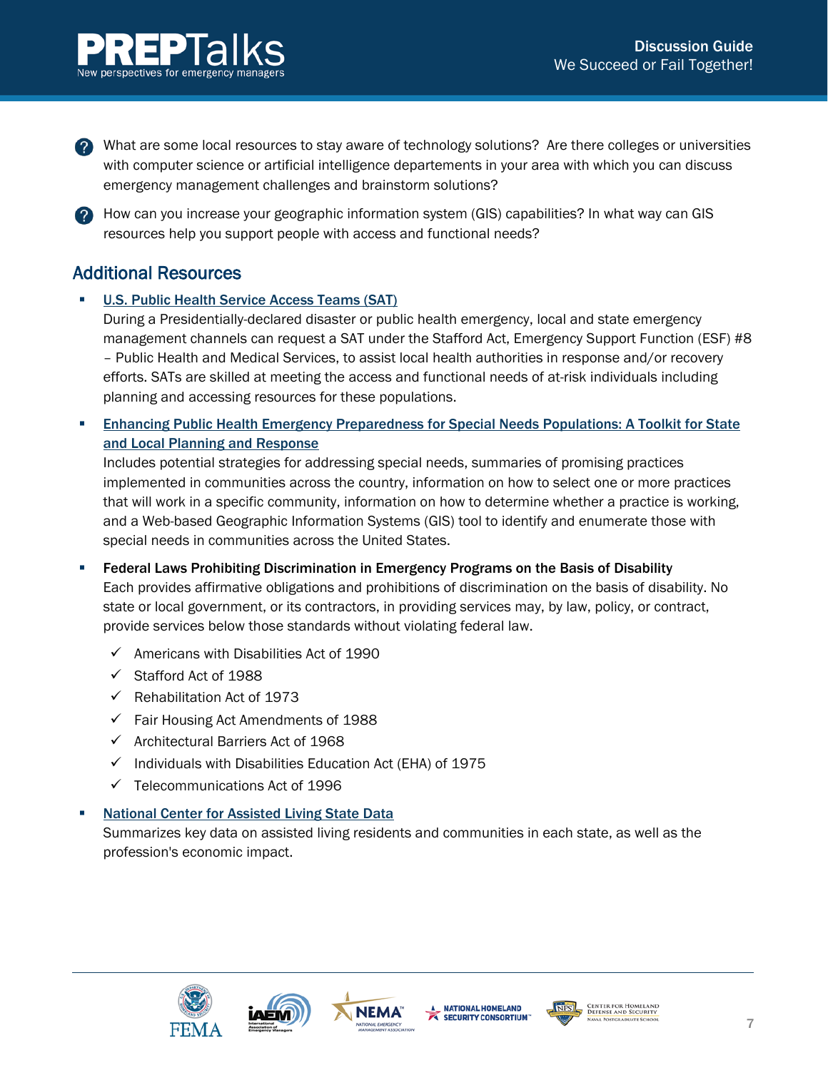- What are some local resources to stay aware of technology solutions? Are there colleges or universities with computer science or artificial intelligence departements in your area with which you can discuss emergency management challenges and brainstorm solutions?
- How can you increase your geographic information system (GIS) capabilities? In what way can GIS resources help you support people with access and functional needs?

## Additional Resources

- **U.S. Public Health Service Access Teams (SAT)**
  During a Presidentially-declared disaster or public health emergency, local and state emergency management channels can request a SAT under the Stafford Act, Emergency Support Function (ESF) #8 – Public Health and Medical Services, to assist local health authorities in response and/or recovery efforts. SATs are skilled at meeting the access and functional needs of at-risk individuals including planning and accessing resources for these populations.
- **Enhancing Public Health Emergency Preparedness for Special Needs Populations: A Toolkit for State and Local Planning and Response**
  Includes potential strategies for addressing special needs, summaries of promising practices implemented in communities across the country, information on how to select one or more practices that will work in a specific community, information on how to determine whether a practice is working, and a Web-based Geographic Information Systems (GIS) tool to identify and enumerate those with special needs in communities across the United States.
- **Federal Laws Prohibiting Discrimination in Emergency Programs on the Basis of Disability**
  Each provides affirmative obligations and prohibitions of discrimination on the basis of disability. No state or local government, or its contractors, in providing services may, by law, policy, or contract, provide services below those standards without violating federal law.
  - ✓ Americans with Disabilities Act of 1990
  - ✓ Stafford Act of 1988
  - ✓ Rehabilitation Act of 1973
  - ✓ Fair Housing Act Amendments of 1988
  - ✓ Architectural Barriers Act of 1968
  - ✓ Individuals with Disabilities Education Act (EHA) of 1975
  - ✓ Telecommunications Act of 1996
- **National Center for Assisted Living State Data**
  Summarizes key data on assisted living residents and communities in each state, as well as the profession's economic impact.